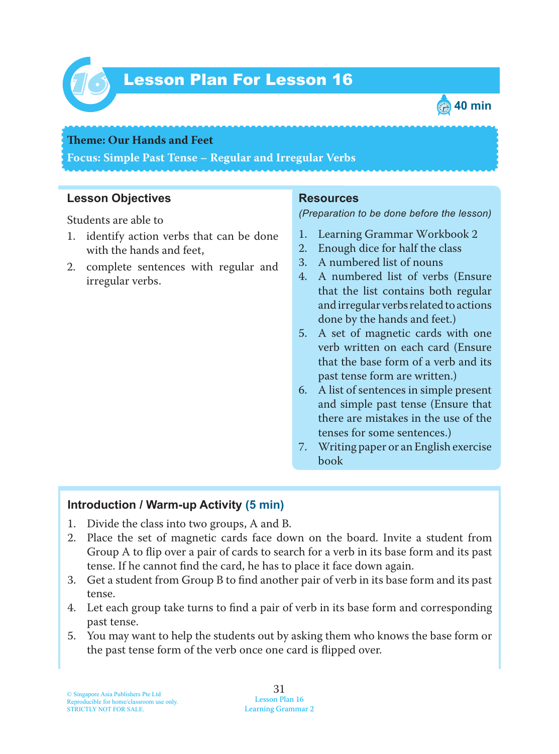# Lesson Plan For Lesson 16

40 min

**Theme: Our Hands and Feet**

**Focus: Simple Past Tense – Regular and Irregular Verbs**

## Lesson Objectives

Students are able to

1. identify action verbs that can be done with the hands and feet,
2. complete sentences with regular and irregular verbs.

## Resources

*(Preparation to be done before the lesson)*

1. Learning Grammar Workbook 2
2. Enough dice for half the class
3. A numbered list of nouns
4. A numbered list of verbs (Ensure that the list contains both regular and irregular verbs related to actions done by the hands and feet.)
5. A set of magnetic cards with one verb written on each card (Ensure that the base form of a verb and its past tense form are written.)
6. A list of sentences in simple present and simple past tense (Ensure that there are mistakes in the use of the tenses for some sentences.)
7. Writing paper or an English exercise book

## Introduction / Warm-up Activity (5 min)

1. Divide the class into two groups, A and B.
2. Place the set of magnetic cards face down on the board. Invite a student from Group A to flip over a pair of cards to search for a verb in its base form and its past tense. If he cannot find the card, he has to place it face down again.
3. Get a student from Group B to find another pair of verb in its base form and its past tense.
4. Let each group take turns to find a pair of verb in its base form and corresponding past tense.
5. You may want to help the students out by asking them who knows the base form or the past tense form of the verb once one card is flipped over.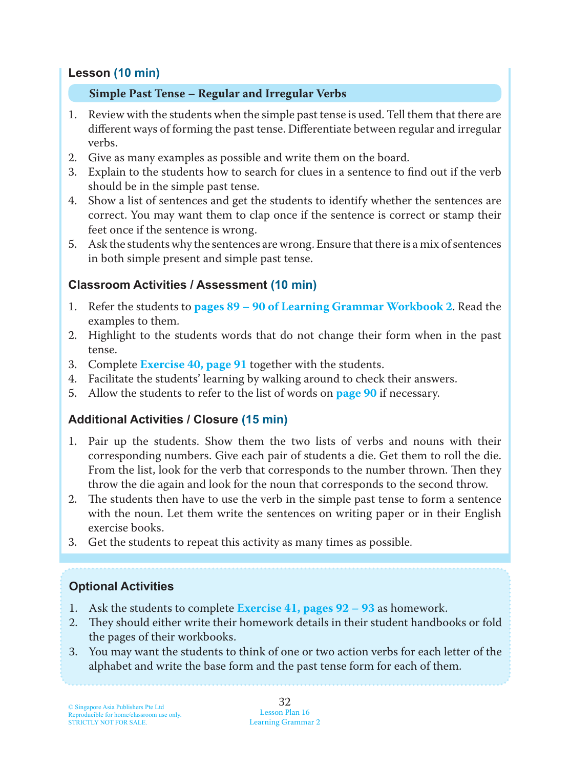## Lesson (10 min)

### Simple Past Tense – Regular and Irregular Verbs

1. Review with the students when the simple past tense is used. Tell them that there are different ways of forming the past tense. Differentiate between regular and irregular verbs.
2. Give as many examples as possible and write them on the board.
3. Explain to the students how to search for clues in a sentence to find out if the verb should be in the simple past tense.
4. Show a list of sentences and get the students to identify whether the sentences are correct. You may want them to clap once if the sentence is correct or stamp their feet once if the sentence is wrong.
5. Ask the students why the sentences are wrong. Ensure that there is a mix of sentences in both simple present and simple past tense.

## Classroom Activities / Assessment (10 min)

1. Refer the students to **pages 89 – 90 of Learning Grammar Workbook 2**. Read the examples to them.
2. Highlight to the students words that do not change their form when in the past tense.
3. Complete **Exercise 40, page 91** together with the students.
4. Facilitate the students' learning by walking around to check their answers.
5. Allow the students to refer to the list of words on **page 90** if necessary.

## Additional Activities / Closure (15 min)

1. Pair up the students. Show them the two lists of verbs and nouns with their corresponding numbers. Give each pair of students a die. Get them to roll the die. From the list, look for the verb that corresponds to the number thrown. Then they throw the die again and look for the noun that corresponds to the second throw.
2. The students then have to use the verb in the simple past tense to form a sentence with the noun. Let them write the sentences on writing paper or in their English exercise books.
3. Get the students to repeat this activity as many times as possible.

## Optional Activities

1. Ask the students to complete **Exercise 41, pages 92 – 93** as homework.
2. They should either write their homework details in their student handbooks or fold the pages of their workbooks.
3. You may want the students to think of one or two action verbs for each letter of the alphabet and write the base form and the past tense form for each of them.